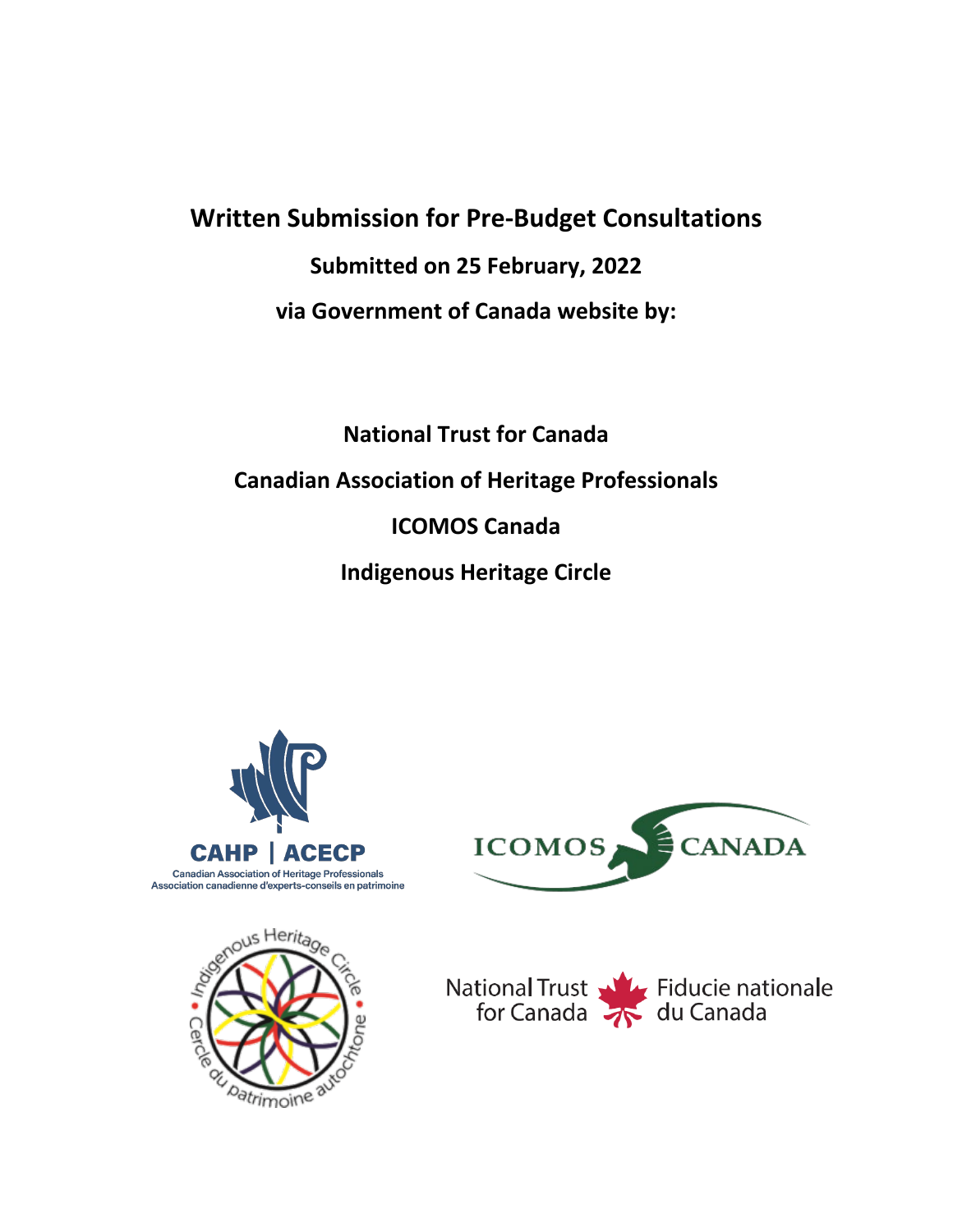# Written Submission for Pre-Budget Consultations

**Submitted on 25 February, 2022**

**via Government of Canada website by:**

**National Trust for Canada**

**Canadian Association of Heritage Professionals**

**ICOMOS Canada**

**Indigenous Heritage Circle**

CAHP | ACECP
Canadian Association of Heritage Professionals
Association canadienne d'experts-conseils en patrimoine

ICOMOS CANADA

Indigenous Heritage Circle
Cercle du patrimoine autochtone

National Trust for Canada
Fiducie nationale du Canada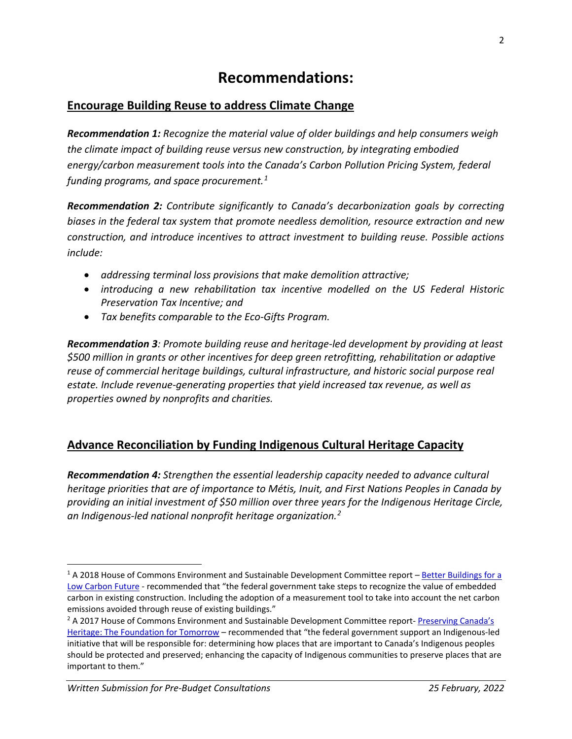# Recommendations:

## Encourage Building Reuse to address Climate Change

***Recommendation 1:*** *Recognize the material value of older buildings and help consumers weigh the climate impact of building reuse versus new construction, by integrating embodied energy/carbon measurement tools into the Canada's Carbon Pollution Pricing System, federal funding programs, and space procurement.*[1]

***Recommendation 2:*** *Contribute significantly to Canada's decarbonization goals by correcting biases in the federal tax system that promote needless demolition, resource extraction and new construction, and introduce incentives to attract investment to building reuse. Possible actions include:*

- *addressing terminal loss provisions that make demolition attractive;*
- *introducing a new rehabilitation tax incentive modelled on the US Federal Historic Preservation Tax Incentive; and*
- *Tax benefits comparable to the Eco-Gifts Program.*

***Recommendation 3****: Promote building reuse and heritage-led development by providing at least $500 million in grants or other incentives for deep green retrofitting, rehabilitation or adaptive reuse of commercial heritage buildings, cultural infrastructure, and historic social purpose real estate. Include revenue-generating properties that yield increased tax revenue, as well as properties owned by nonprofits and charities.*

## Advance Reconciliation by Funding Indigenous Cultural Heritage Capacity

***Recommendation 4:*** *Strengthen the essential leadership capacity needed to advance cultural heritage priorities that are of importance to Métis, Inuit, and First Nations Peoples in Canada by providing an initial investment of $50 million over three years for the Indigenous Heritage Circle, an Indigenous-led national nonprofit heritage organization.*[2]

---

[1] A 2018 House of Commons Environment and Sustainable Development Committee report – Better Buildings for a Low Carbon Future - recommended that "the federal government take steps to recognize the value of embedded carbon in existing construction. Including the adoption of a measurement tool to take into account the net carbon emissions avoided through reuse of existing buildings."

[2] A 2017 House of Commons Environment and Sustainable Development Committee report- Preserving Canada's Heritage: The Foundation for Tomorrow – recommended that "the federal government support an Indigenous-led initiative that will be responsible for: determining how places that are important to Canada's Indigenous peoples should be protected and preserved; enhancing the capacity of Indigenous communities to preserve places that are important to them."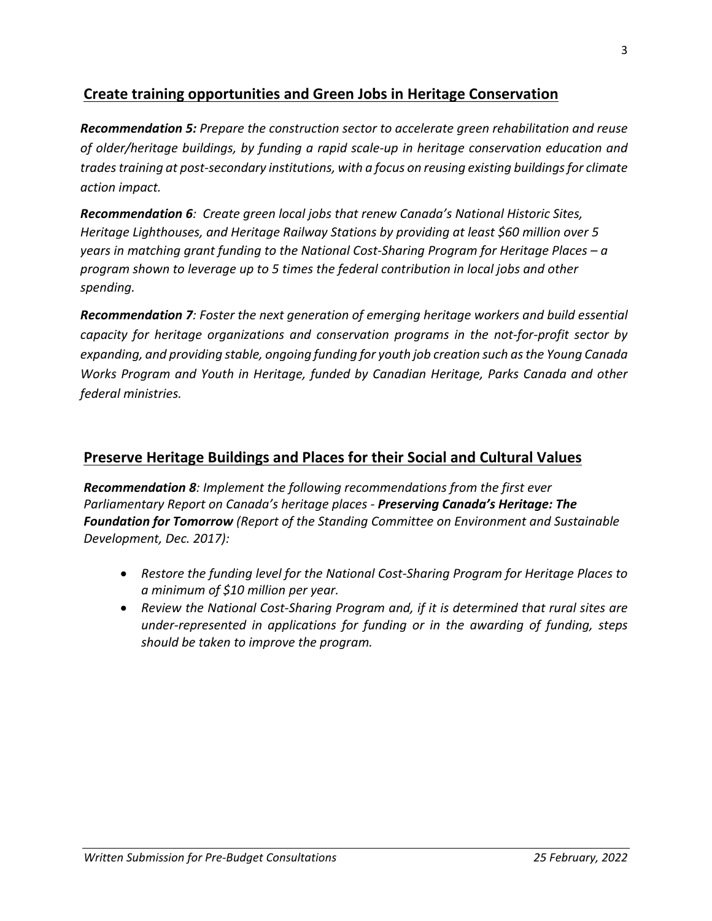## Create training opportunities and Green Jobs in Heritage Conservation

***Recommendation 5:*** *Prepare the construction sector to accelerate green rehabilitation and reuse of older/heritage buildings, by funding a rapid scale-up in heritage conservation education and trades training at post-secondary institutions, with a focus on reusing existing buildings for climate action impact.*

***Recommendation 6****: Create green local jobs that renew Canada's National Historic Sites, Heritage Lighthouses, and Heritage Railway Stations by providing at least $60 million over 5 years in matching grant funding to the National Cost-Sharing Program for Heritage Places – a program shown to leverage up to 5 times the federal contribution in local jobs and other spending.*

***Recommendation 7****: Foster the next generation of emerging heritage workers and build essential capacity for heritage organizations and conservation programs in the not-for-profit sector by expanding, and providing stable, ongoing funding for youth job creation such as the Young Canada Works Program and Youth in Heritage, funded by Canadian Heritage, Parks Canada and other federal ministries.*

## Preserve Heritage Buildings and Places for their Social and Cultural Values

***Recommendation 8****: Implement the following recommendations from the first ever Parliamentary Report on Canada's heritage places -* ***Preserving Canada's Heritage: The Foundation for Tomorrow*** *(Report of the Standing Committee on Environment and Sustainable Development, Dec. 2017):*

- *Restore the funding level for the National Cost-Sharing Program for Heritage Places to a minimum of $10 million per year.*
- *Review the National Cost-Sharing Program and, if it is determined that rural sites are under-represented in applications for funding or in the awarding of funding, steps should be taken to improve the program.*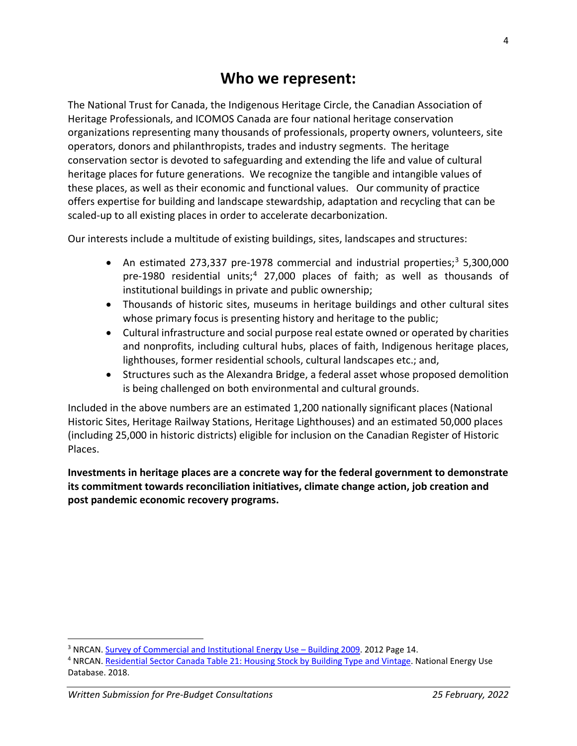# Who we represent:

The National Trust for Canada, the Indigenous Heritage Circle, the Canadian Association of Heritage Professionals, and ICOMOS Canada are four national heritage conservation organizations representing many thousands of professionals, property owners, volunteers, site operators, donors and philanthropists, trades and industry segments. The heritage conservation sector is devoted to safeguarding and extending the life and value of cultural heritage places for future generations. We recognize the tangible and intangible values of these places, as well as their economic and functional values. Our community of practice offers expertise for building and landscape stewardship, adaptation and recycling that can be scaled-up to all existing places in order to accelerate decarbonization.

Our interests include a multitude of existing buildings, sites, landscapes and structures:

- An estimated 273,337 pre-1978 commercial and industrial properties;[3] 5,300,000 pre-1980 residential units;[4] 27,000 places of faith; as well as thousands of institutional buildings in private and public ownership;
- Thousands of historic sites, museums in heritage buildings and other cultural sites whose primary focus is presenting history and heritage to the public;
- Cultural infrastructure and social purpose real estate owned or operated by charities and nonprofits, including cultural hubs, places of faith, Indigenous heritage places, lighthouses, former residential schools, cultural landscapes etc.; and,
- Structures such as the Alexandra Bridge, a federal asset whose proposed demolition is being challenged on both environmental and cultural grounds.

Included in the above numbers are an estimated 1,200 nationally significant places (National Historic Sites, Heritage Railway Stations, Heritage Lighthouses) and an estimated 50,000 places (including 25,000 in historic districts) eligible for inclusion on the Canadian Register of Historic Places.

**Investments in heritage places are a concrete way for the federal government to demonstrate its commitment towards reconciliation initiatives, climate change action, job creation and post pandemic economic recovery programs.**

---

[3] NRCAN. Survey of Commercial and Institutional Energy Use – Building 2009. 2012 Page 14.

[4] NRCAN. Residential Sector Canada Table 21: Housing Stock by Building Type and Vintage. National Energy Use Database. 2018.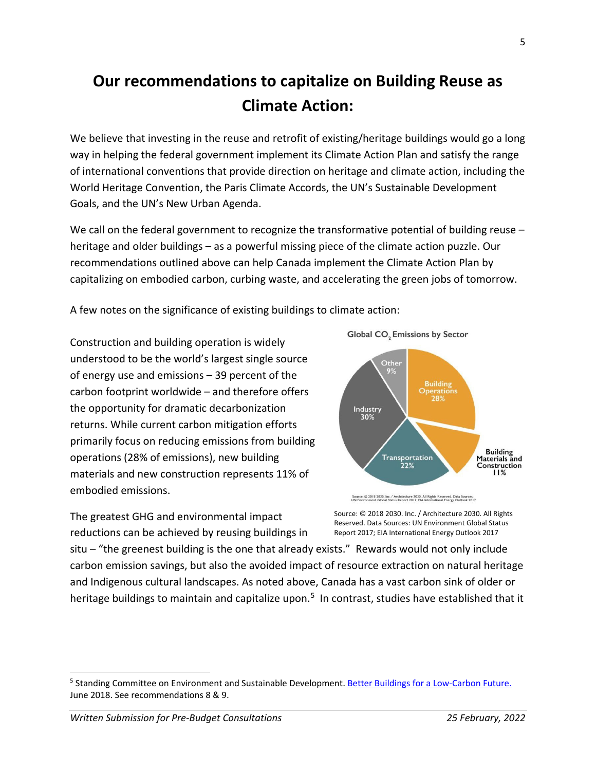# Our recommendations to capitalize on Building Reuse as Climate Action:

We believe that investing in the reuse and retrofit of existing/heritage buildings would go a long way in helping the federal government implement its Climate Action Plan and satisfy the range of international conventions that provide direction on heritage and climate action, including the World Heritage Convention, the Paris Climate Accords, the UN's Sustainable Development Goals, and the UN's New Urban Agenda.

We call on the federal government to recognize the transformative potential of building reuse – heritage and older buildings – as a powerful missing piece of the climate action puzzle. Our recommendations outlined above can help Canada implement the Climate Action Plan by capitalizing on embodied carbon, curbing waste, and accelerating the green jobs of tomorrow.

A few notes on the significance of existing buildings to climate action:

Construction and building operation is widely understood to be the world's largest single source of energy use and emissions – 39 percent of the carbon footprint worldwide – and therefore offers the opportunity for dramatic decarbonization returns. While current carbon mitigation efforts primarily focus on reducing emissions from building operations (28% of emissions), new building materials and new construction represents 11% of embodied emissions.

Global $CO_2$ Emissions by Sector

- Building Operations 28%
- Building Materials and Construction 11%
- Transportation 22%
- Industry 30%
- Other 9%

Source: © 2018 2030. Inc. / Architecture 2030. All Rights Reserved. Data Sources: UN Environment Global Status Report 2017; EIA International Energy Outlook 2017

The greatest GHG and environmental impact reductions can be achieved by reusing buildings in situ – "the greenest building is the one that already exists." Rewards would not only include carbon emission savings, but also the avoided impact of resource extraction on natural heritage and Indigenous cultural landscapes. As noted above, Canada has a vast carbon sink of older or heritage buildings to maintain and capitalize upon.[5] In contrast, studies have established that it

[5] Standing Committee on Environment and Sustainable Development. Better Buildings for a Low-Carbon Future. June 2018. See recommendations 8 & 9.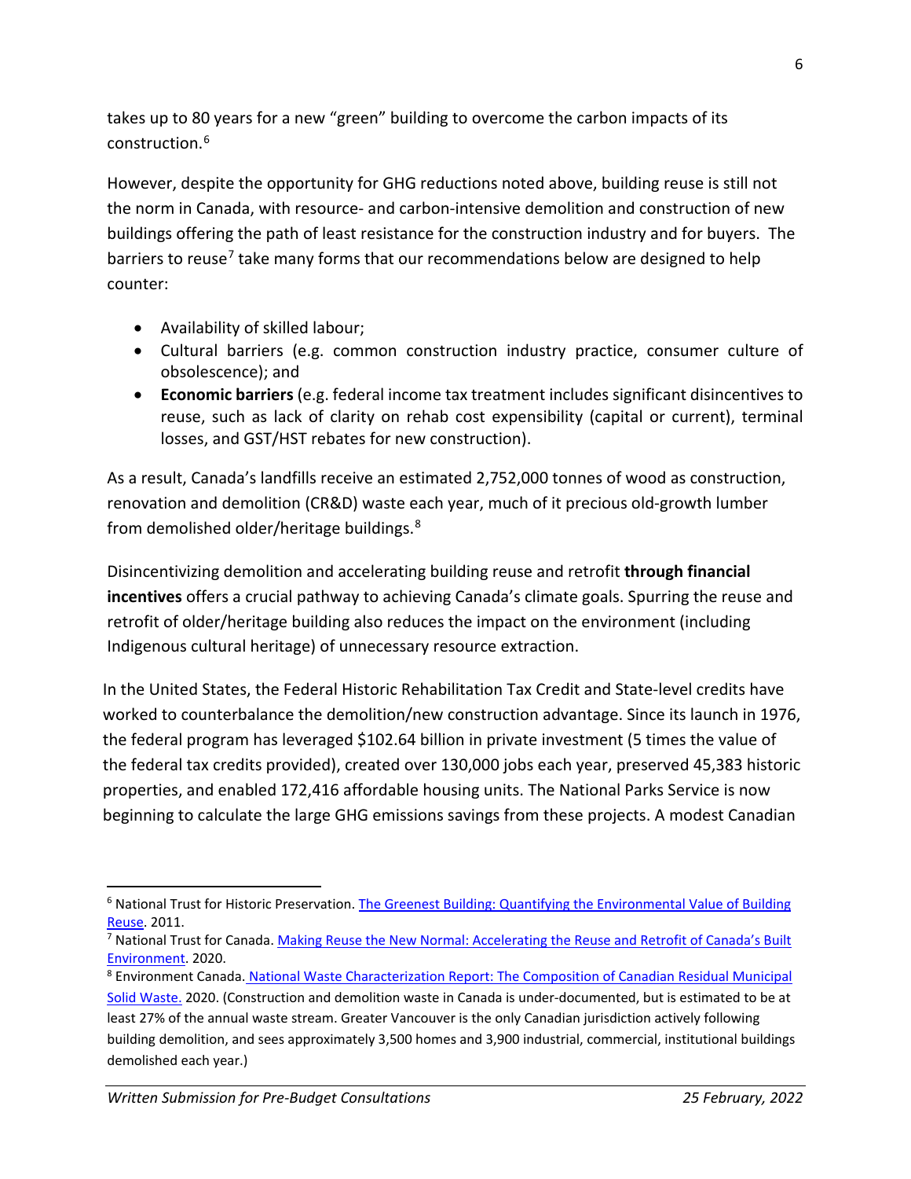takes up to 80 years for a new "green" building to overcome the carbon impacts of its construction.[6]

However, despite the opportunity for GHG reductions noted above, building reuse is still not the norm in Canada, with resource- and carbon-intensive demolition and construction of new buildings offering the path of least resistance for the construction industry and for buyers. The barriers to reuse[7] take many forms that our recommendations below are designed to help counter:

- Availability of skilled labour;
- Cultural barriers (e.g. common construction industry practice, consumer culture of obsolescence); and
- **Economic barriers** (e.g. federal income tax treatment includes significant disincentives to reuse, such as lack of clarity on rehab cost expensibility (capital or current), terminal losses, and GST/HST rebates for new construction).

As a result, Canada's landfills receive an estimated 2,752,000 tonnes of wood as construction, renovation and demolition (CR&D) waste each year, much of it precious old-growth lumber from demolished older/heritage buildings.[8]

Disincentivizing demolition and accelerating building reuse and retrofit **through financial incentives** offers a crucial pathway to achieving Canada's climate goals. Spurring the reuse and retrofit of older/heritage building also reduces the impact on the environment (including Indigenous cultural heritage) of unnecessary resource extraction.

In the United States, the Federal Historic Rehabilitation Tax Credit and State-level credits have worked to counterbalance the demolition/new construction advantage. Since its launch in 1976, the federal program has leveraged $102.64 billion in private investment (5 times the value of the federal tax credits provided), created over 130,000 jobs each year, preserved 45,383 historic properties, and enabled 172,416 affordable housing units. The National Parks Service is now beginning to calculate the large GHG emissions savings from these projects. A modest Canadian

---

[6] National Trust for Historic Preservation. The Greenest Building: Quantifying the Environmental Value of Building Reuse. 2011.

[7] National Trust for Canada. Making Reuse the New Normal: Accelerating the Reuse and Retrofit of Canada's Built Environment. 2020.

[8] Environment Canada. National Waste Characterization Report: The Composition of Canadian Residual Municipal Solid Waste. 2020. (Construction and demolition waste in Canada is under-documented, but is estimated to be at least 27% of the annual waste stream. Greater Vancouver is the only Canadian jurisdiction actively following building demolition, and sees approximately 3,500 homes and 3,900 industrial, commercial, institutional buildings demolished each year.)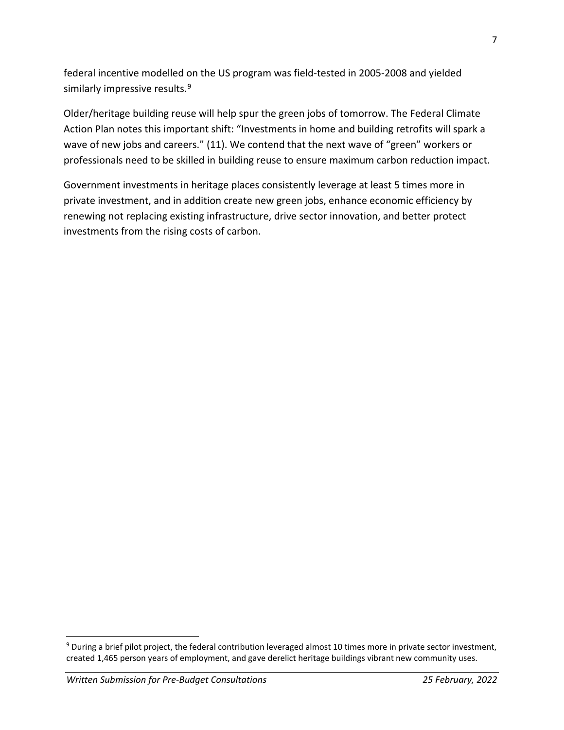federal incentive modelled on the US program was field-tested in 2005-2008 and yielded similarly impressive results.[9]

Older/heritage building reuse will help spur the green jobs of tomorrow. The Federal Climate Action Plan notes this important shift: "Investments in home and building retrofits will spark a wave of new jobs and careers." (11). We contend that the next wave of "green" workers or professionals need to be skilled in building reuse to ensure maximum carbon reduction impact.

Government investments in heritage places consistently leverage at least 5 times more in private investment, and in addition create new green jobs, enhance economic efficiency by renewing not replacing existing infrastructure, drive sector innovation, and better protect investments from the rising costs of carbon.

[9] During a brief pilot project, the federal contribution leveraged almost 10 times more in private sector investment, created 1,465 person years of employment, and gave derelict heritage buildings vibrant new community uses.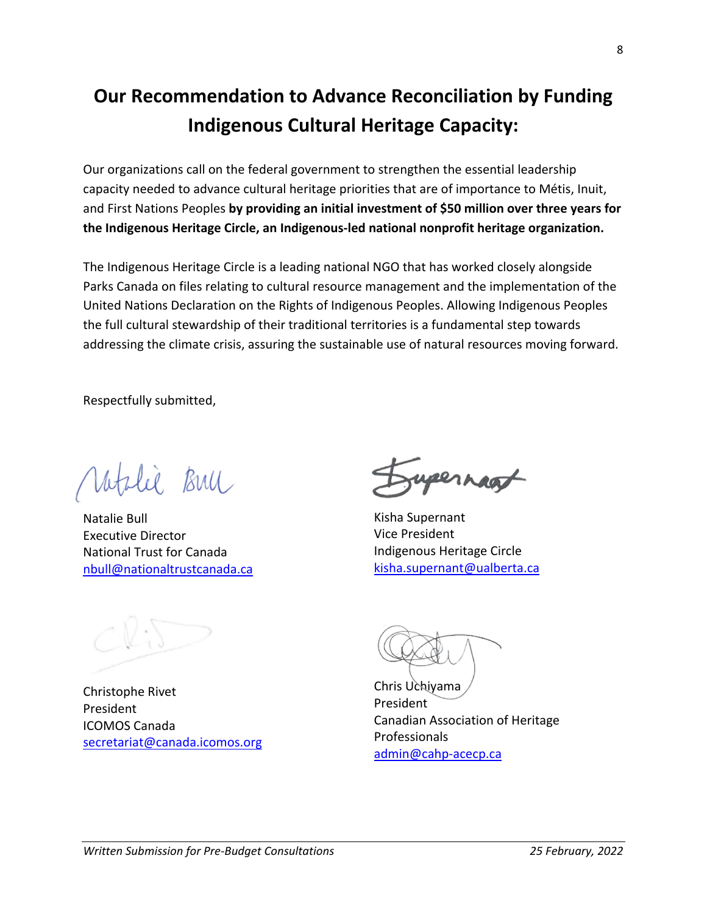# Our Recommendation to Advance Reconciliation by Funding Indigenous Cultural Heritage Capacity:

Our organizations call on the federal government to strengthen the essential leadership capacity needed to advance cultural heritage priorities that are of importance to Métis, Inuit, and First Nations Peoples **by providing an initial investment of $50 million over three years for the Indigenous Heritage Circle, an Indigenous-led national nonprofit heritage organization.**

The Indigenous Heritage Circle is a leading national NGO that has worked closely alongside Parks Canada on files relating to cultural resource management and the implementation of the United Nations Declaration on the Rights of Indigenous Peoples. Allowing Indigenous Peoples the full cultural stewardship of their traditional territories is a fundamental step towards addressing the climate crisis, assuring the sustainable use of natural resources moving forward.

Respectfully submitted,

Natalie Bull
Executive Director
National Trust for Canada
nbull@nationaltrustcanada.ca

Kisha Supernant
Vice President
Indigenous Heritage Circle
kisha.supernant@ualberta.ca

Christophe Rivet
President
ICOMOS Canada
secretariat@canada.icomos.org

Chris Uchiyama
President
Canadian Association of Heritage Professionals
admin@cahp-acecp.ca

*Written Submission for Pre-Budget Consultations* *25 February, 2022*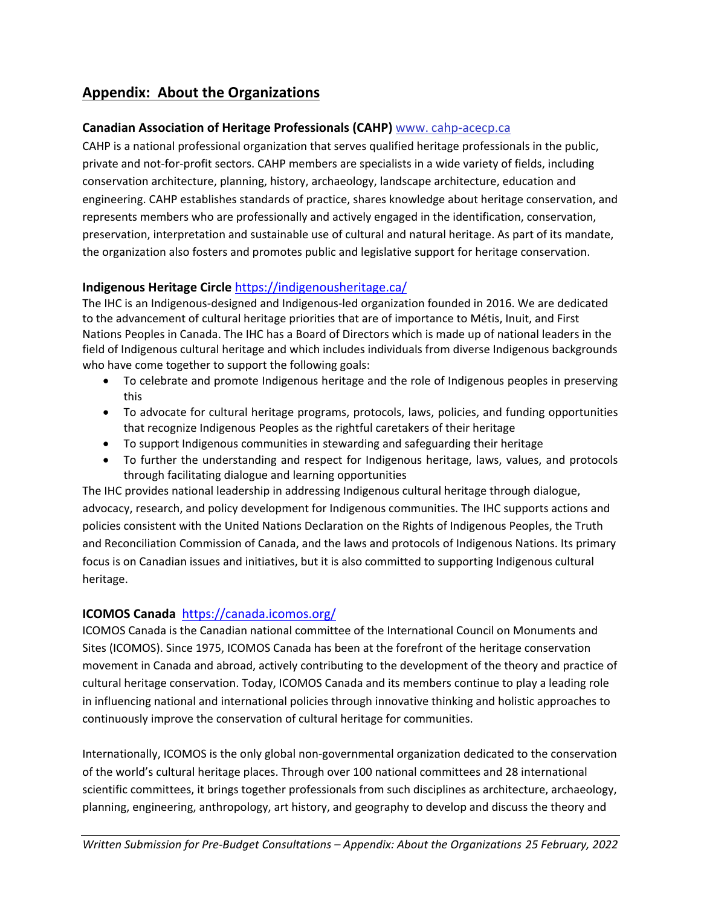## Appendix: About the Organizations

**Canadian Association of Heritage Professionals (CAHP)** [www. cahp-acecp.ca](www.cahp-acecp.ca)

CAHP is a national professional organization that serves qualified heritage professionals in the public, private and not-for-profit sectors. CAHP members are specialists in a wide variety of fields, including conservation architecture, planning, history, archaeology, landscape architecture, education and engineering. CAHP establishes standards of practice, shares knowledge about heritage conservation, and represents members who are professionally and actively engaged in the identification, conservation, preservation, interpretation and sustainable use of cultural and natural heritage. As part of its mandate, the organization also fosters and promotes public and legislative support for heritage conservation.

**Indigenous Heritage Circle** [https://indigenousheritage.ca/](https://indigenousheritage.ca/)

The IHC is an Indigenous-designed and Indigenous-led organization founded in 2016. We are dedicated to the advancement of cultural heritage priorities that are of importance to Métis, Inuit, and First Nations Peoples in Canada. The IHC has a Board of Directors which is made up of national leaders in the field of Indigenous cultural heritage and which includes individuals from diverse Indigenous backgrounds who have come together to support the following goals:

- To celebrate and promote Indigenous heritage and the role of Indigenous peoples in preserving this
- To advocate for cultural heritage programs, protocols, laws, policies, and funding opportunities that recognize Indigenous Peoples as the rightful caretakers of their heritage
- To support Indigenous communities in stewarding and safeguarding their heritage
- To further the understanding and respect for Indigenous heritage, laws, values, and protocols through facilitating dialogue and learning opportunities

The IHC provides national leadership in addressing Indigenous cultural heritage through dialogue, advocacy, research, and policy development for Indigenous communities. The IHC supports actions and policies consistent with the United Nations Declaration on the Rights of Indigenous Peoples, the Truth and Reconciliation Commission of Canada, and the laws and protocols of Indigenous Nations. Its primary focus is on Canadian issues and initiatives, but it is also committed to supporting Indigenous cultural heritage.

**ICOMOS Canada** [https://canada.icomos.org/](https://canada.icomos.org/)

ICOMOS Canada is the Canadian national committee of the International Council on Monuments and Sites (ICOMOS). Since 1975, ICOMOS Canada has been at the forefront of the heritage conservation movement in Canada and abroad, actively contributing to the development of the theory and practice of cultural heritage conservation. Today, ICOMOS Canada and its members continue to play a leading role in influencing national and international policies through innovative thinking and holistic approaches to continuously improve the conservation of cultural heritage for communities.

Internationally, ICOMOS is the only global non-governmental organization dedicated to the conservation of the world's cultural heritage places. Through over 100 national committees and 28 international scientific committees, it brings together professionals from such disciplines as architecture, archaeology, planning, engineering, anthropology, art history, and geography to develop and discuss the theory and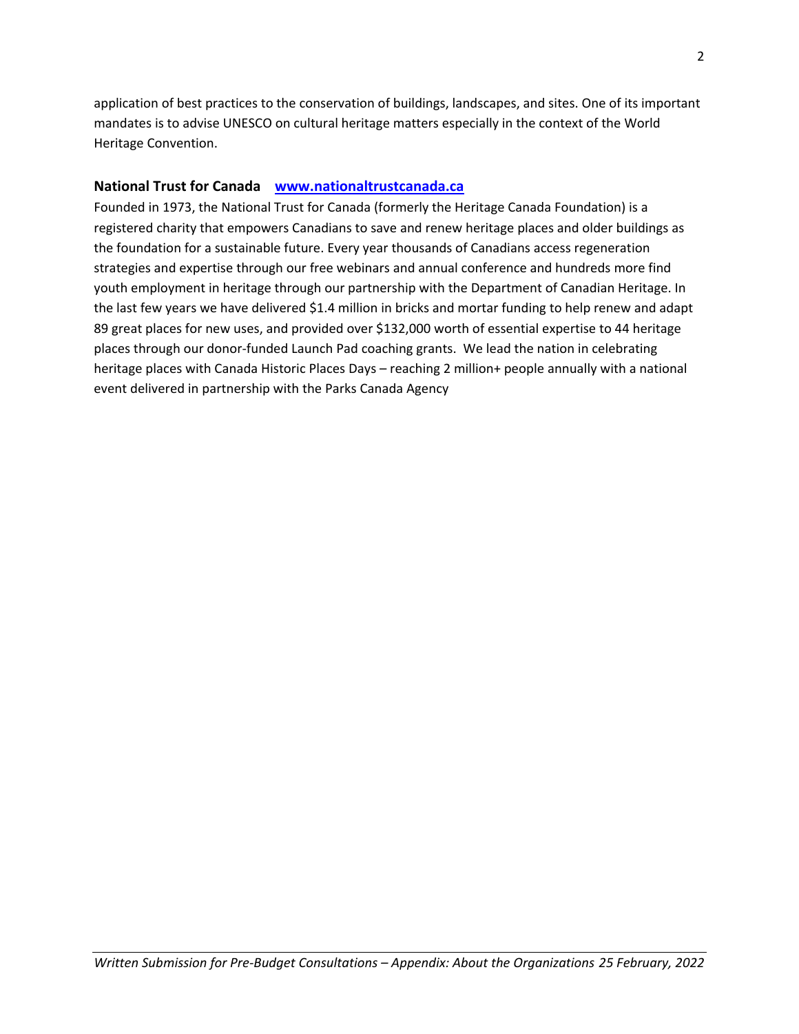application of best practices to the conservation of buildings, landscapes, and sites. One of its important mandates is to advise UNESCO on cultural heritage matters especially in the context of the World Heritage Convention.

### National Trust for Canada [www.nationaltrustcanada.ca](http://www.nationaltrustcanada.ca)

Founded in 1973, the National Trust for Canada (formerly the Heritage Canada Foundation) is a registered charity that empowers Canadians to save and renew heritage places and older buildings as the foundation for a sustainable future. Every year thousands of Canadians access regeneration strategies and expertise through our free webinars and annual conference and hundreds more find youth employment in heritage through our partnership with the Department of Canadian Heritage. In the last few years we have delivered $1.4 million in bricks and mortar funding to help renew and adapt 89 great places for new uses, and provided over $132,000 worth of essential expertise to 44 heritage places through our donor-funded Launch Pad coaching grants. We lead the nation in celebrating heritage places with Canada Historic Places Days – reaching 2 million+ people annually with a national event delivered in partnership with the Parks Canada Agency